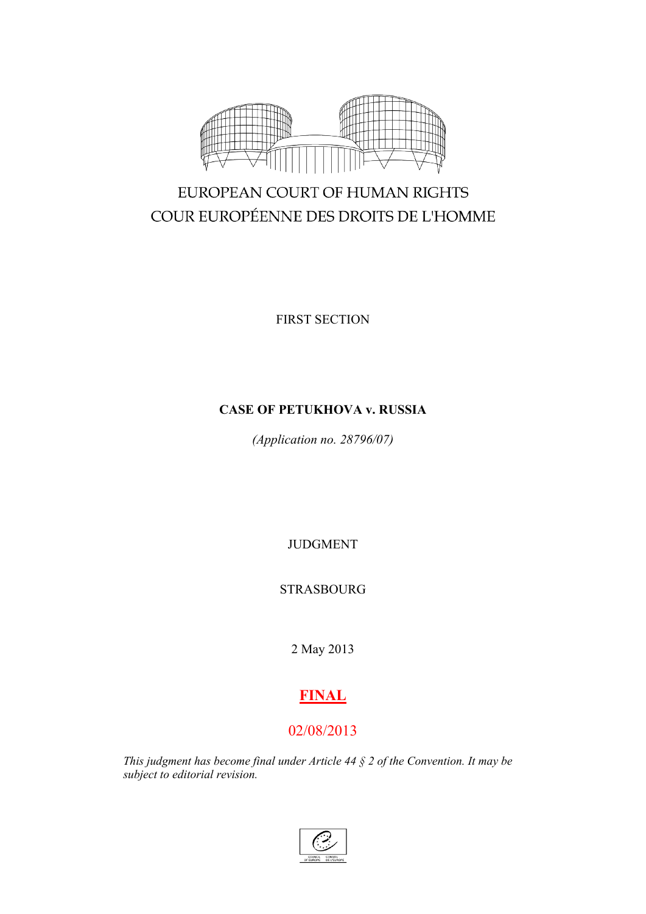EUROPEAN COURT OF HUMAN RIGHTS

COUR EUROPÉENNE DES DROITS DE L'HOMME

FIRST SECTION

**CASE OF PETUKHOVA v. RUSSIA**

*(Application no. 28796/07)*

JUDGMENT

STRASBOURG

2 May 2013

**FINAL**

02/08/2013

*This judgment has become final under Article 44 § 2 of the Convention. It may be subject to editorial revision.*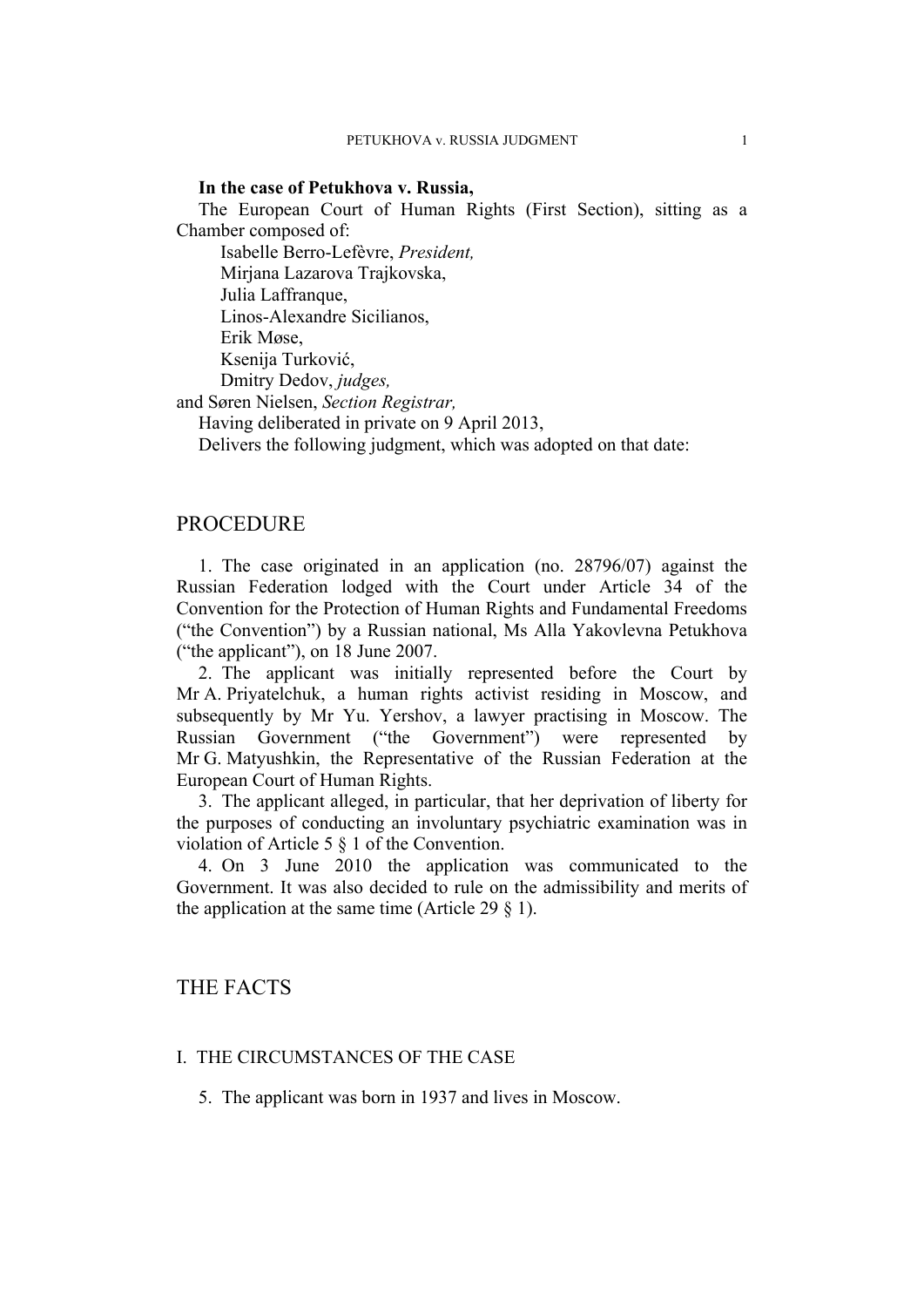**In the case of Petukhova v. Russia,**

The European Court of Human Rights (First Section), sitting as a Chamber composed of:

Isabelle Berro-Lefèvre, *President,*
Mirjana Lazarova Trajkovska,
Julia Laffranque,
Linos-Alexandre Sicilianos,
Erik Møse,
Ksenija Turković,
Dmitry Dedov, *judges,*
and Søren Nielsen, *Section Registrar,*

Having deliberated in private on 9 April 2013,

Delivers the following judgment, which was adopted on that date:

# PROCEDURE

1. The case originated in an application (no. 28796/07) against the Russian Federation lodged with the Court under Article 34 of the Convention for the Protection of Human Rights and Fundamental Freedoms ("the Convention") by a Russian national, Ms Alla Yakovlevna Petukhova ("the applicant"), on 18 June 2007.

2. The applicant was initially represented before the Court by Mr A. Priyatelchuk, a human rights activist residing in Moscow, and subsequently by Mr Yu. Yershov, a lawyer practising in Moscow. The Russian Government ("the Government") were represented by Mr G. Matyushkin, the Representative of the Russian Federation at the European Court of Human Rights.

3. The applicant alleged, in particular, that her deprivation of liberty for the purposes of conducting an involuntary psychiatric examination was in violation of Article 5 § 1 of the Convention.

4. On 3 June 2010 the application was communicated to the Government. It was also decided to rule on the admissibility and merits of the application at the same time (Article 29 § 1).

# THE FACTS

## I. THE CIRCUMSTANCES OF THE CASE

5. The applicant was born in 1937 and lives in Moscow.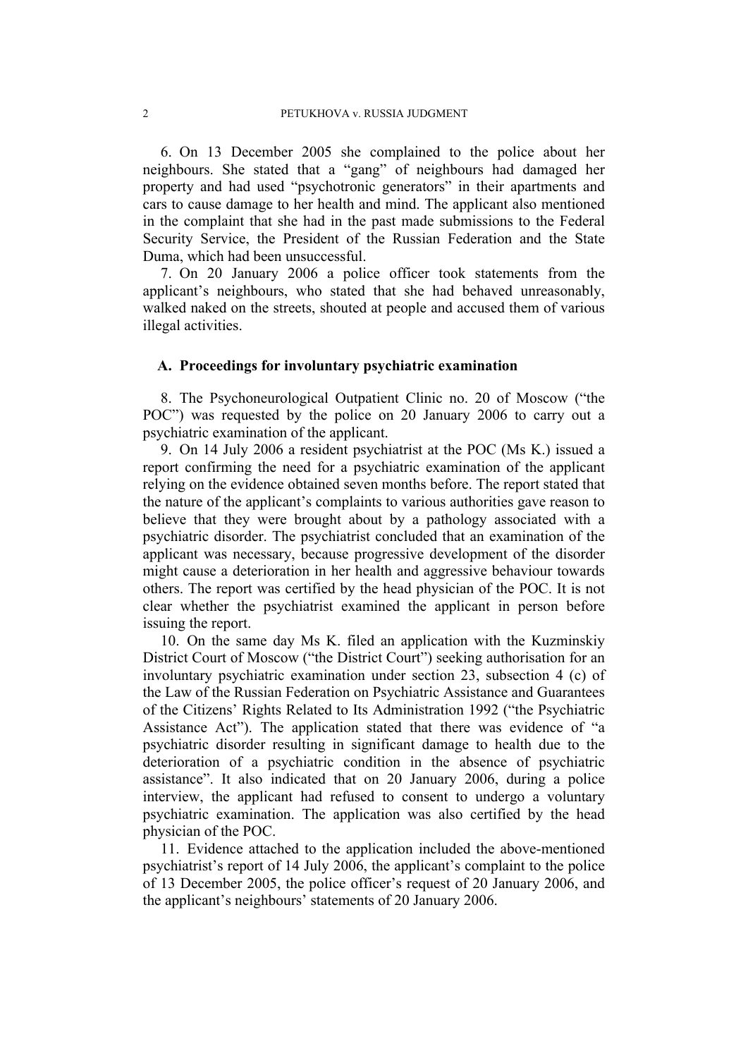6. On 13 December 2005 she complained to the police about her neighbours. She stated that a "gang" of neighbours had damaged her property and had used "psychotronic generators" in their apartments and cars to cause damage to her health and mind. The applicant also mentioned in the complaint that she had in the past made submissions to the Federal Security Service, the President of the Russian Federation and the State Duma, which had been unsuccessful.

7. On 20 January 2006 a police officer took statements from the applicant's neighbours, who stated that she had behaved unreasonably, walked naked on the streets, shouted at people and accused them of various illegal activities.

### A. Proceedings for involuntary psychiatric examination

8. The Psychoneurological Outpatient Clinic no. 20 of Moscow ("the POC") was requested by the police on 20 January 2006 to carry out a psychiatric examination of the applicant.

9. On 14 July 2006 a resident psychiatrist at the POC (Ms K.) issued a report confirming the need for a psychiatric examination of the applicant relying on the evidence obtained seven months before. The report stated that the nature of the applicant's complaints to various authorities gave reason to believe that they were brought about by a pathology associated with a psychiatric disorder. The psychiatrist concluded that an examination of the applicant was necessary, because progressive development of the disorder might cause a deterioration in her health and aggressive behaviour towards others. The report was certified by the head physician of the POC. It is not clear whether the psychiatrist examined the applicant in person before issuing the report.

10. On the same day Ms K. filed an application with the Kuzminskiy District Court of Moscow ("the District Court") seeking authorisation for an involuntary psychiatric examination under section 23, subsection 4 (c) of the Law of the Russian Federation on Psychiatric Assistance and Guarantees of the Citizens' Rights Related to Its Administration 1992 ("the Psychiatric Assistance Act"). The application stated that there was evidence of "a psychiatric disorder resulting in significant damage to health due to the deterioration of a psychiatric condition in the absence of psychiatric assistance". It also indicated that on 20 January 2006, during a police interview, the applicant had refused to consent to undergo a voluntary psychiatric examination. The application was also certified by the head physician of the POC.

11. Evidence attached to the application included the above-mentioned psychiatrist's report of 14 July 2006, the applicant's complaint to the police of 13 December 2005, the police officer's request of 20 January 2006, and the applicant's neighbours' statements of 20 January 2006.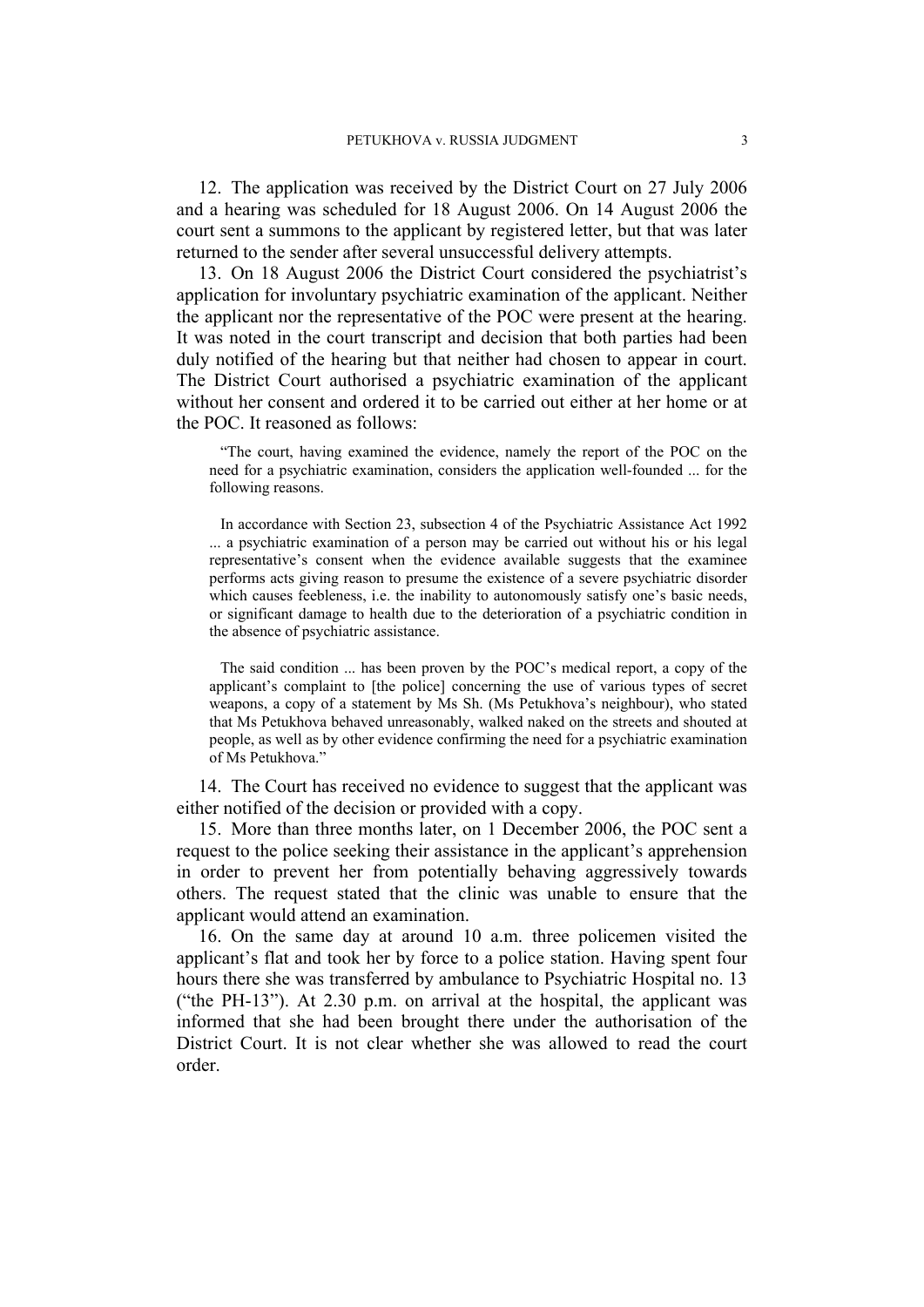12. The application was received by the District Court on 27 July 2006 and a hearing was scheduled for 18 August 2006. On 14 August 2006 the court sent a summons to the applicant by registered letter, but that was later returned to the sender after several unsuccessful delivery attempts.

13. On 18 August 2006 the District Court considered the psychiatrist's application for involuntary psychiatric examination of the applicant. Neither the applicant nor the representative of the POC were present at the hearing. It was noted in the court transcript and decision that both parties had been duly notified of the hearing but that neither had chosen to appear in court. The District Court authorised a psychiatric examination of the applicant without her consent and ordered it to be carried out either at her home or at the POC. It reasoned as follows:

> "The court, having examined the evidence, namely the report of the POC on the need for a psychiatric examination, considers the application well-founded ... for the following reasons.
>
> In accordance with Section 23, subsection 4 of the Psychiatric Assistance Act 1992 ... a psychiatric examination of a person may be carried out without his or his legal representative's consent when the evidence available suggests that the examinee performs acts giving reason to presume the existence of a severe psychiatric disorder which causes feebleness, i.e. the inability to autonomously satisfy one's basic needs, or significant damage to health due to the deterioration of a psychiatric condition in the absence of psychiatric assistance.
>
> The said condition ... has been proven by the POC's medical report, a copy of the applicant's complaint to [the police] concerning the use of various types of secret weapons, a copy of a statement by Ms Sh. (Ms Petukhova's neighbour), who stated that Ms Petukhova behaved unreasonably, walked naked on the streets and shouted at people, as well as by other evidence confirming the need for a psychiatric examination of Ms Petukhova."

14. The Court has received no evidence to suggest that the applicant was either notified of the decision or provided with a copy.

15. More than three months later, on 1 December 2006, the POC sent a request to the police seeking their assistance in the applicant's apprehension in order to prevent her from potentially behaving aggressively towards others. The request stated that the clinic was unable to ensure that the applicant would attend an examination.

16. On the same day at around 10 a.m. three policemen visited the applicant's flat and took her by force to a police station. Having spent four hours there she was transferred by ambulance to Psychiatric Hospital no. 13 ("the PH-13"). At 2.30 p.m. on arrival at the hospital, the applicant was informed that she had been brought there under the authorisation of the District Court. It is not clear whether she was allowed to read the court order.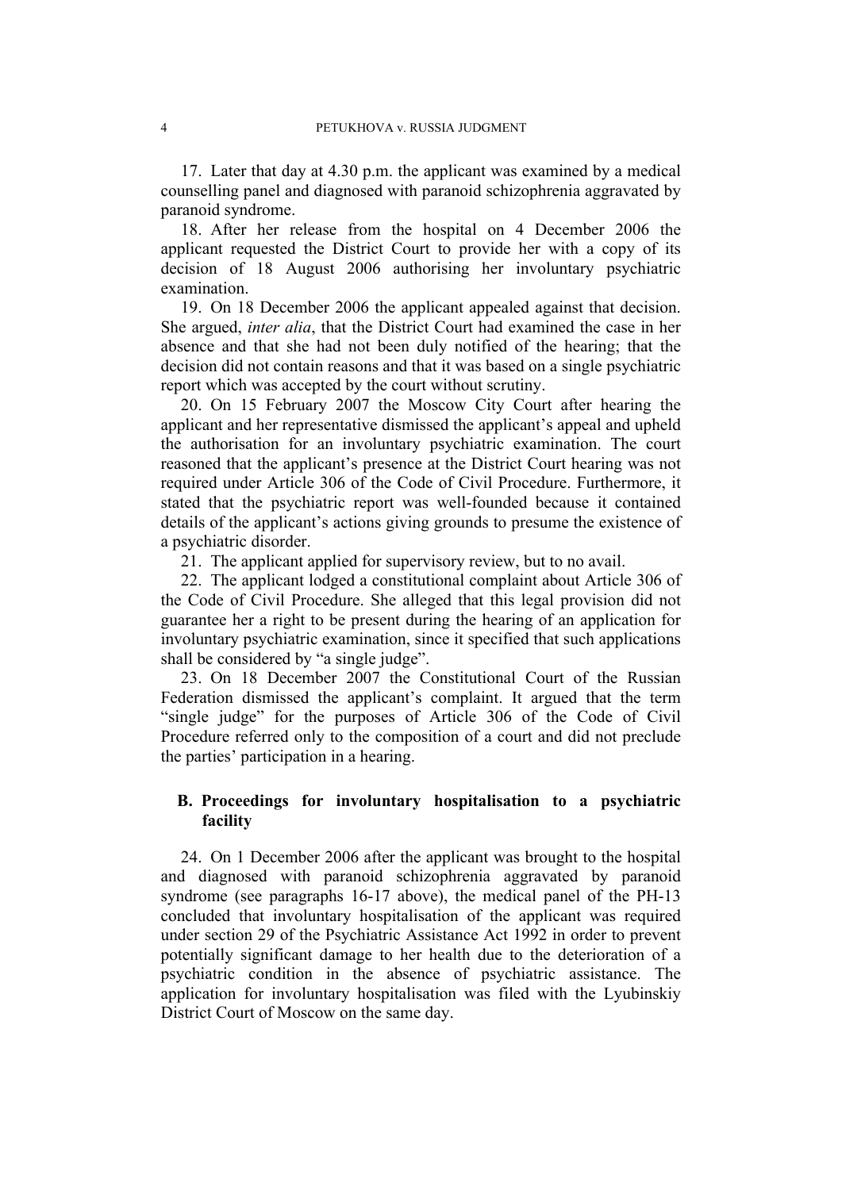17. Later that day at 4.30 p.m. the applicant was examined by a medical counselling panel and diagnosed with paranoid schizophrenia aggravated by paranoid syndrome.

18. After her release from the hospital on 4 December 2006 the applicant requested the District Court to provide her with a copy of its decision of 18 August 2006 authorising her involuntary psychiatric examination.

19. On 18 December 2006 the applicant appealed against that decision. She argued, *inter alia*, that the District Court had examined the case in her absence and that she had not been duly notified of the hearing; that the decision did not contain reasons and that it was based on a single psychiatric report which was accepted by the court without scrutiny.

20. On 15 February 2007 the Moscow City Court after hearing the applicant and her representative dismissed the applicant's appeal and upheld the authorisation for an involuntary psychiatric examination. The court reasoned that the applicant's presence at the District Court hearing was not required under Article 306 of the Code of Civil Procedure. Furthermore, it stated that the psychiatric report was well-founded because it contained details of the applicant's actions giving grounds to presume the existence of a psychiatric disorder.

21. The applicant applied for supervisory review, but to no avail.

22. The applicant lodged a constitutional complaint about Article 306 of the Code of Civil Procedure. She alleged that this legal provision did not guarantee her a right to be present during the hearing of an application for involuntary psychiatric examination, since it specified that such applications shall be considered by "a single judge".

23. On 18 December 2007 the Constitutional Court of the Russian Federation dismissed the applicant's complaint. It argued that the term "single judge" for the purposes of Article 306 of the Code of Civil Procedure referred only to the composition of a court and did not preclude the parties' participation in a hearing.

### B. Proceedings for involuntary hospitalisation to a psychiatric facility

24. On 1 December 2006 after the applicant was brought to the hospital and diagnosed with paranoid schizophrenia aggravated by paranoid syndrome (see paragraphs 16-17 above), the medical panel of the PH-13 concluded that involuntary hospitalisation of the applicant was required under section 29 of the Psychiatric Assistance Act 1992 in order to prevent potentially significant damage to her health due to the deterioration of a psychiatric condition in the absence of psychiatric assistance. The application for involuntary hospitalisation was filed with the Lyubinskiy District Court of Moscow on the same day.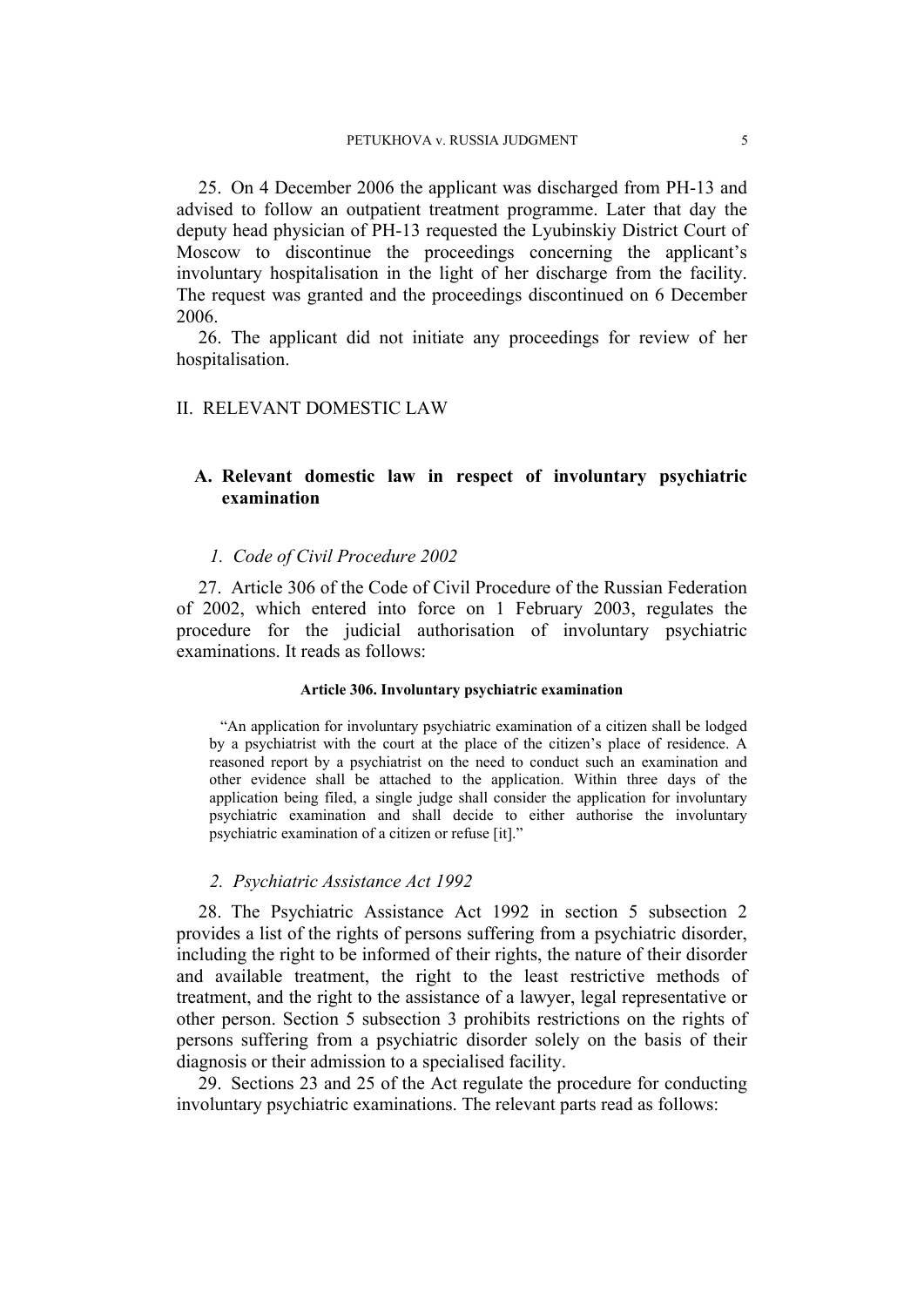25. On 4 December 2006 the applicant was discharged from PH-13 and advised to follow an outpatient treatment programme. Later that day the deputy head physician of PH-13 requested the Lyubinskiy District Court of Moscow to discontinue the proceedings concerning the applicant's involuntary hospitalisation in the light of her discharge from the facility. The request was granted and the proceedings discontinued on 6 December 2006.

26. The applicant did not initiate any proceedings for review of her hospitalisation.

## II. RELEVANT DOMESTIC LAW

### A. Relevant domestic law in respect of involuntary psychiatric examination

#### *1. Code of Civil Procedure 2002*

27. Article 306 of the Code of Civil Procedure of the Russian Federation of 2002, which entered into force on 1 February 2003, regulates the procedure for the judicial authorisation of involuntary psychiatric examinations. It reads as follows:

**Article 306. Involuntary psychiatric examination**

> "An application for involuntary psychiatric examination of a citizen shall be lodged by a psychiatrist with the court at the place of the citizen's place of residence. A reasoned report by a psychiatrist on the need to conduct such an examination and other evidence shall be attached to the application. Within three days of the application being filed, a single judge shall consider the application for involuntary psychiatric examination and shall decide to either authorise the involuntary psychiatric examination of a citizen or refuse [it]."

#### *2. Psychiatric Assistance Act 1992*

28. The Psychiatric Assistance Act 1992 in section 5 subsection 2 provides a list of the rights of persons suffering from a psychiatric disorder, including the right to be informed of their rights, the nature of their disorder and available treatment, the right to the least restrictive methods of treatment, and the right to the assistance of a lawyer, legal representative or other person. Section 5 subsection 3 prohibits restrictions on the rights of persons suffering from a psychiatric disorder solely on the basis of their diagnosis or their admission to a specialised facility.

29. Sections 23 and 25 of the Act regulate the procedure for conducting involuntary psychiatric examinations. The relevant parts read as follows: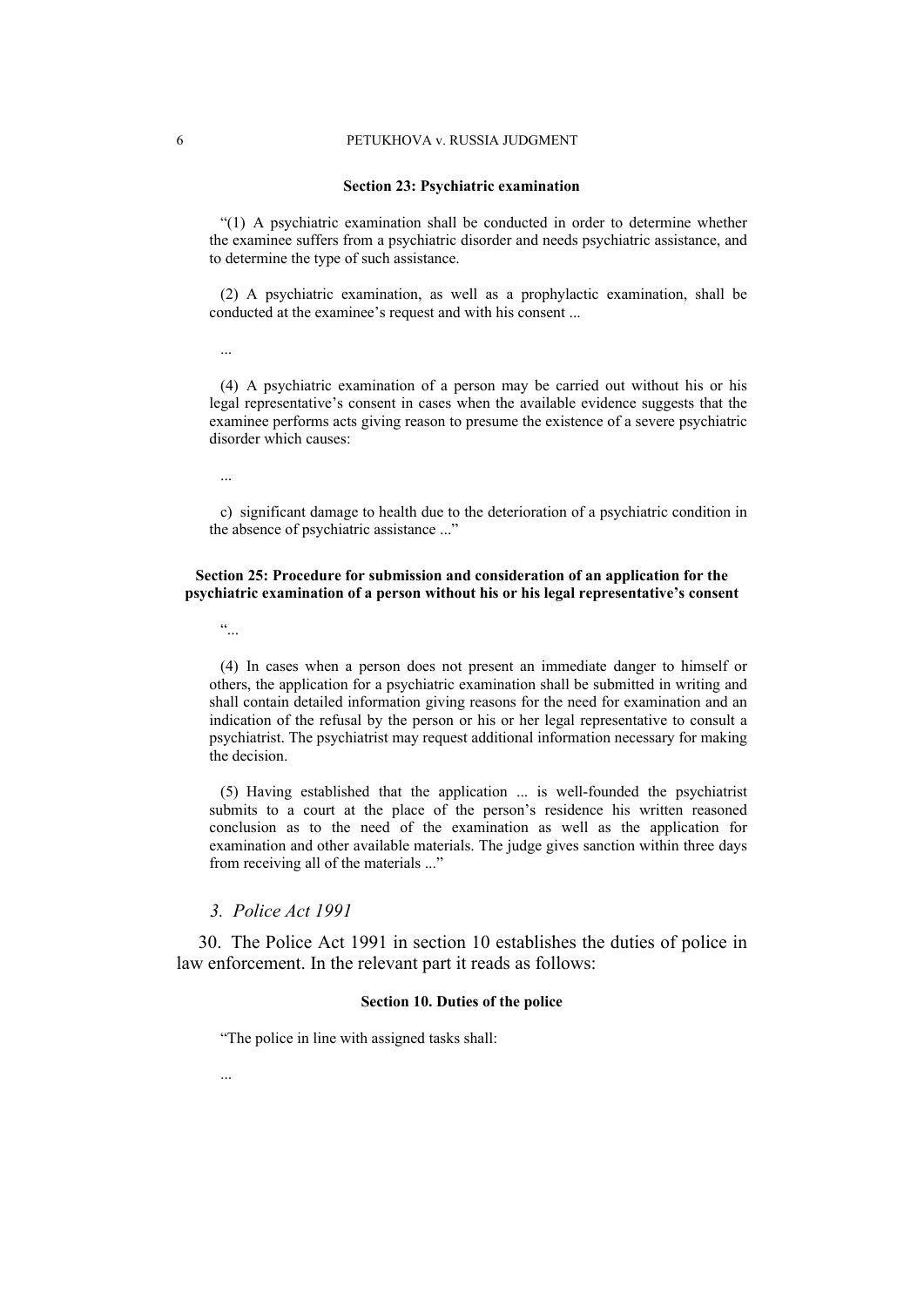**Section 23: Psychiatric examination**

"(1) A psychiatric examination shall be conducted in order to determine whether the examinee suffers from a psychiatric disorder and needs psychiatric assistance, and to determine the type of such assistance.

(2) A psychiatric examination, as well as a prophylactic examination, shall be conducted at the examinee's request and with his consent ...

...

(4) A psychiatric examination of a person may be carried out without his or his legal representative's consent in cases when the available evidence suggests that the examinee performs acts giving reason to presume the existence of a severe psychiatric disorder which causes:

...

c) significant damage to health due to the deterioration of a psychiatric condition in the absence of psychiatric assistance ..."

**Section 25: Procedure for submission and consideration of an application for the psychiatric examination of a person without his or his legal representative's consent**

"...

(4) In cases when a person does not present an immediate danger to himself or others, the application for a psychiatric examination shall be submitted in writing and shall contain detailed information giving reasons for the need for examination and an indication of the refusal by the person or his or her legal representative to consult a psychiatrist. The psychiatrist may request additional information necessary for making the decision.

(5) Having established that the application ... is well-founded the psychiatrist submits to a court at the place of the person's residence his written reasoned conclusion as to the need of the examination as well as the application for examination and other available materials. The judge gives sanction within three days from receiving all of the materials ..."

### *3. Police Act 1991*

30. The Police Act 1991 in section 10 establishes the duties of police in law enforcement. In the relevant part it reads as follows:

**Section 10. Duties of the police**

"The police in line with assigned tasks shall:

...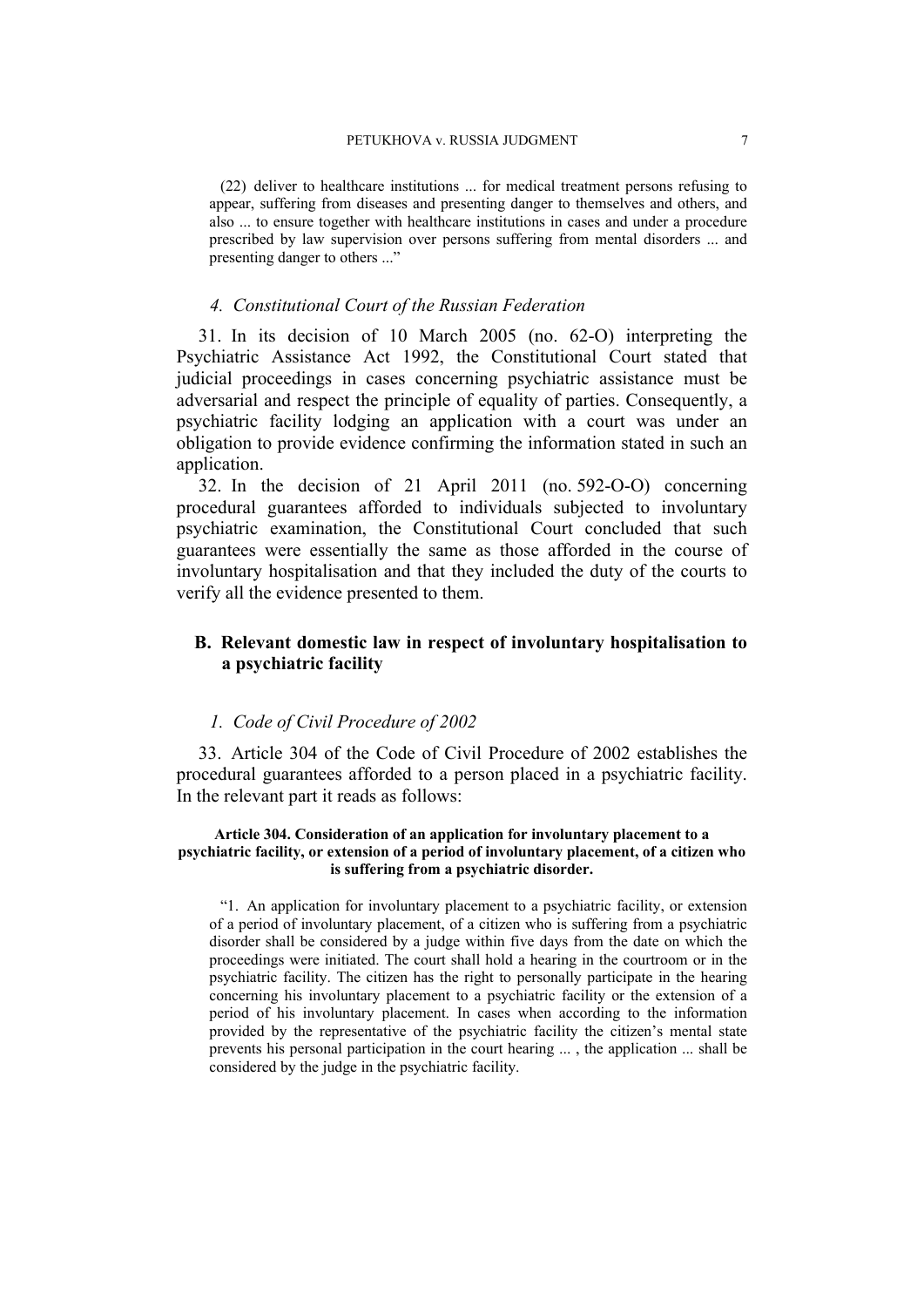(22) deliver to healthcare institutions ... for medical treatment persons refusing to appear, suffering from diseases and presenting danger to themselves and others, and also ... to ensure together with healthcare institutions in cases and under a procedure prescribed by law supervision over persons suffering from mental disorders ... and presenting danger to others ..."

### *4. Constitutional Court of the Russian Federation*

31. In its decision of 10 March 2005 (no. 62-O) interpreting the Psychiatric Assistance Act 1992, the Constitutional Court stated that judicial proceedings in cases concerning psychiatric assistance must be adversarial and respect the principle of equality of parties. Consequently, a psychiatric facility lodging an application with a court was under an obligation to provide evidence confirming the information stated in such an application.

32. In the decision of 21 April 2011 (no. 592-O-O) concerning procedural guarantees afforded to individuals subjected to involuntary psychiatric examination, the Constitutional Court concluded that such guarantees were essentially the same as those afforded in the course of involuntary hospitalisation and that they included the duty of the courts to verify all the evidence presented to them.

## B. Relevant domestic law in respect of involuntary hospitalisation to a psychiatric facility

### *1. Code of Civil Procedure of 2002*

33. Article 304 of the Code of Civil Procedure of 2002 establishes the procedural guarantees afforded to a person placed in a psychiatric facility. In the relevant part it reads as follows:

**Article 304. Consideration of an application for involuntary placement to a psychiatric facility, or extension of a period of involuntary placement, of a citizen who is suffering from a psychiatric disorder.**

"1. An application for involuntary placement to a psychiatric facility, or extension of a period of involuntary placement, of a citizen who is suffering from a psychiatric disorder shall be considered by a judge within five days from the date on which the proceedings were initiated. The court shall hold a hearing in the courtroom or in the psychiatric facility. The citizen has the right to personally participate in the hearing concerning his involuntary placement to a psychiatric facility or the extension of a period of his involuntary placement. In cases when according to the information provided by the representative of the psychiatric facility the citizen's mental state prevents his personal participation in the court hearing ... , the application ... shall be considered by the judge in the psychiatric facility.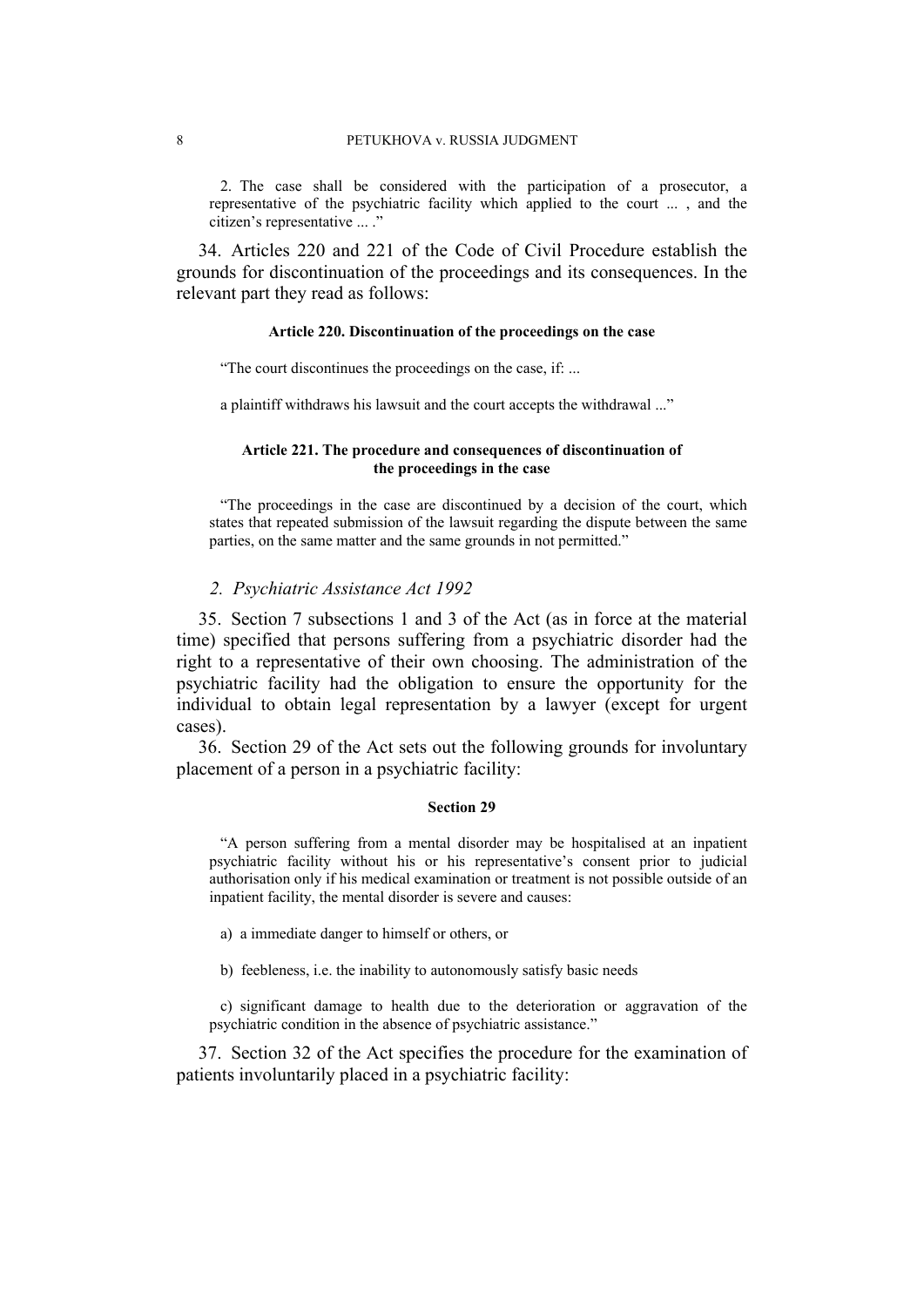> 2. The case shall be considered with the participation of a prosecutor, a representative of the psychiatric facility which applied to the court ... , and the citizen's representative ... ."

34. Articles 220 and 221 of the Code of Civil Procedure establish the grounds for discontinuation of the proceedings and its consequences. In the relevant part they read as follows:

**Article 220. Discontinuation of the proceedings on the case**

> "The court discontinues the proceedings on the case, if: ...
>
> a plaintiff withdraws his lawsuit and the court accepts the withdrawal ..."

**Article 221. The procedure and consequences of discontinuation of the proceedings in the case**

> "The proceedings in the case are discontinued by a decision of the court, which states that repeated submission of the lawsuit regarding the dispute between the same parties, on the same matter and the same grounds in not permitted."

### *2. Psychiatric Assistance Act 1992*

35. Section 7 subsections 1 and 3 of the Act (as in force at the material time) specified that persons suffering from a psychiatric disorder had the right to a representative of their own choosing. The administration of the psychiatric facility had the obligation to ensure the opportunity for the individual to obtain legal representation by a lawyer (except for urgent cases).

36. Section 29 of the Act sets out the following grounds for involuntary placement of a person in a psychiatric facility:

**Section 29**

> "A person suffering from a mental disorder may be hospitalised at an inpatient psychiatric facility without his or his representative's consent prior to judicial authorisation only if his medical examination or treatment is not possible outside of an inpatient facility, the mental disorder is severe and causes:
>
> a) a immediate danger to himself or others, or
>
> b) feebleness, i.e. the inability to autonomously satisfy basic needs
>
> c) significant damage to health due to the deterioration or aggravation of the psychiatric condition in the absence of psychiatric assistance."

37. Section 32 of the Act specifies the procedure for the examination of patients involuntarily placed in a psychiatric facility: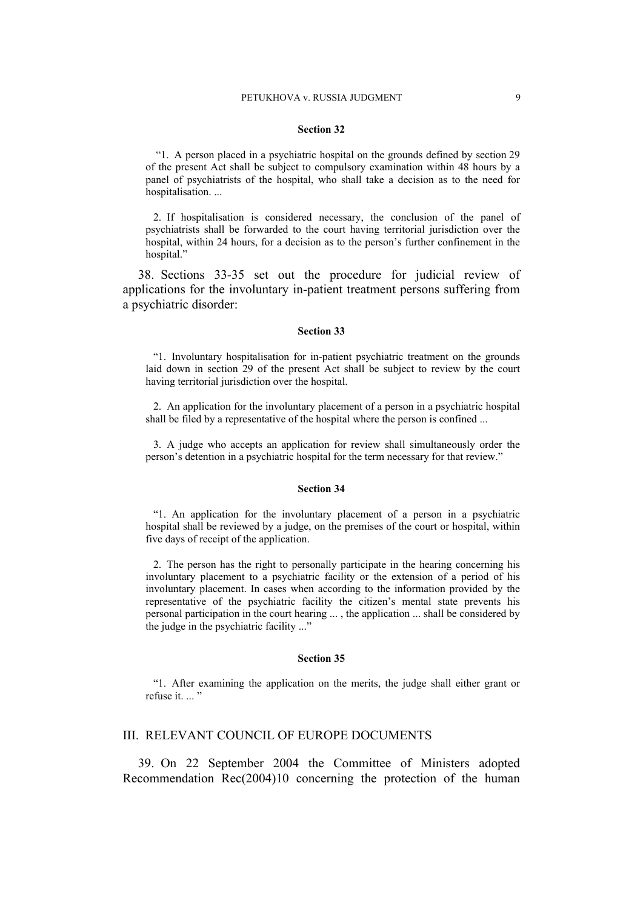**Section 32**

"1. A person placed in a psychiatric hospital on the grounds defined by section 29 of the present Act shall be subject to compulsory examination within 48 hours by a panel of psychiatrists of the hospital, who shall take a decision as to the need for hospitalisation. ...

2. If hospitalisation is considered necessary, the conclusion of the panel of psychiatrists shall be forwarded to the court having territorial jurisdiction over the hospital, within 24 hours, for a decision as to the person's further confinement in the hospital."

38. Sections 33-35 set out the procedure for judicial review of applications for the involuntary in-patient treatment persons suffering from a psychiatric disorder:

**Section 33**

"1. Involuntary hospitalisation for in-patient psychiatric treatment on the grounds laid down in section 29 of the present Act shall be subject to review by the court having territorial jurisdiction over the hospital.

2. An application for the involuntary placement of a person in a psychiatric hospital shall be filed by a representative of the hospital where the person is confined ...

3. A judge who accepts an application for review shall simultaneously order the person's detention in a psychiatric hospital for the term necessary for that review."

**Section 34**

"1. An application for the involuntary placement of a person in a psychiatric hospital shall be reviewed by a judge, on the premises of the court or hospital, within five days of receipt of the application.

2. The person has the right to personally participate in the hearing concerning his involuntary placement to a psychiatric facility or the extension of a period of his involuntary placement. In cases when according to the information provided by the representative of the psychiatric facility the citizen's mental state prevents his personal participation in the court hearing ... , the application ... shall be considered by the judge in the psychiatric facility ..."

**Section 35**

"1. After examining the application on the merits, the judge shall either grant or refuse it. ... "

## III. RELEVANT COUNCIL OF EUROPE DOCUMENTS

39. On 22 September 2004 the Committee of Ministers adopted Recommendation Rec(2004)10 concerning the protection of the human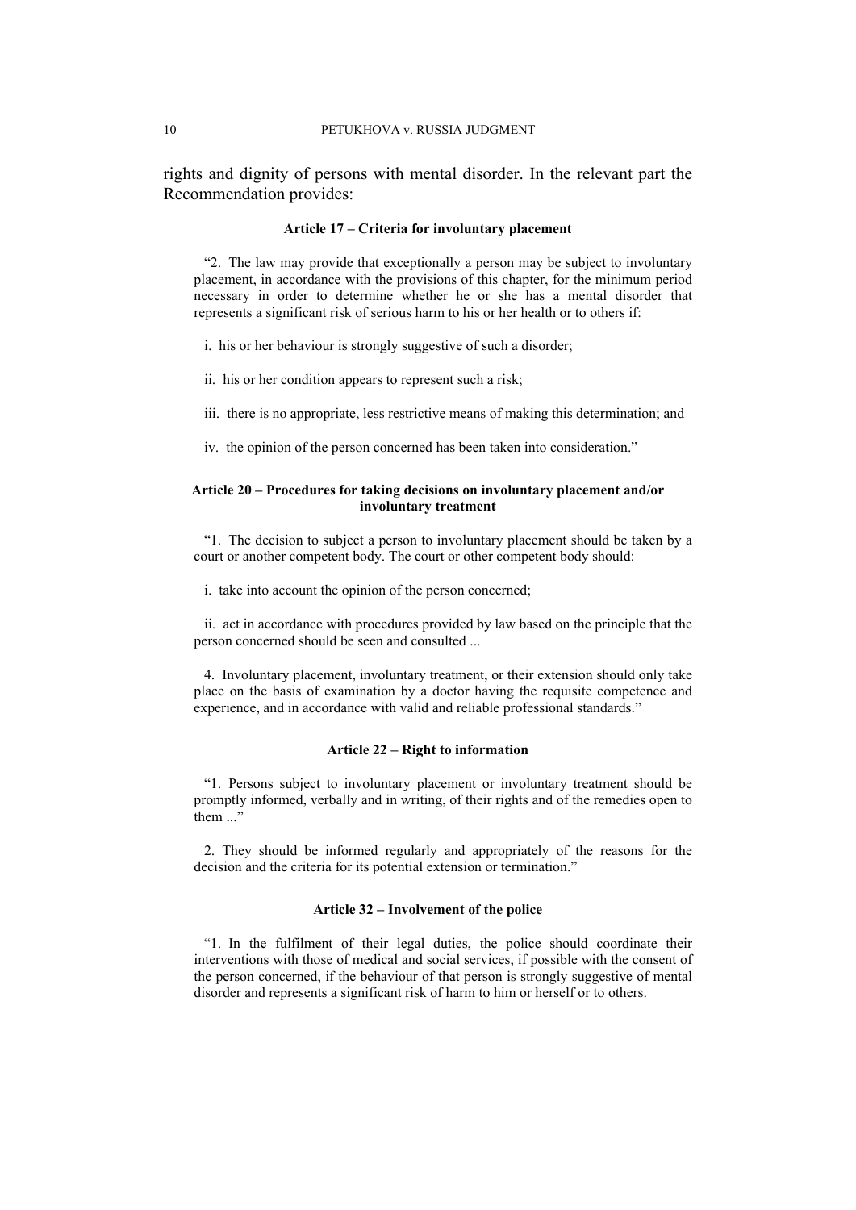rights and dignity of persons with mental disorder. In the relevant part the Recommendation provides:

**Article 17 – Criteria for involuntary placement**

"2. The law may provide that exceptionally a person may be subject to involuntary placement, in accordance with the provisions of this chapter, for the minimum period necessary in order to determine whether he or she has a mental disorder that represents a significant risk of serious harm to his or her health or to others if:

i. his or her behaviour is strongly suggestive of such a disorder;

ii. his or her condition appears to represent such a risk;

iii. there is no appropriate, less restrictive means of making this determination; and

iv. the opinion of the person concerned has been taken into consideration."

**Article 20 – Procedures for taking decisions on involuntary placement and/or involuntary treatment**

"1. The decision to subject a person to involuntary placement should be taken by a court or another competent body. The court or other competent body should:

i. take into account the opinion of the person concerned;

ii. act in accordance with procedures provided by law based on the principle that the person concerned should be seen and consulted ...

4. Involuntary placement, involuntary treatment, or their extension should only take place on the basis of examination by a doctor having the requisite competence and experience, and in accordance with valid and reliable professional standards."

**Article 22 – Right to information**

"1. Persons subject to involuntary placement or involuntary treatment should be promptly informed, verbally and in writing, of their rights and of the remedies open to them ..."

2. They should be informed regularly and appropriately of the reasons for the decision and the criteria for its potential extension or termination."

**Article 32 – Involvement of the police**

"1. In the fulfilment of their legal duties, the police should coordinate their interventions with those of medical and social services, if possible with the consent of the person concerned, if the behaviour of that person is strongly suggestive of mental disorder and represents a significant risk of harm to him or herself or to others.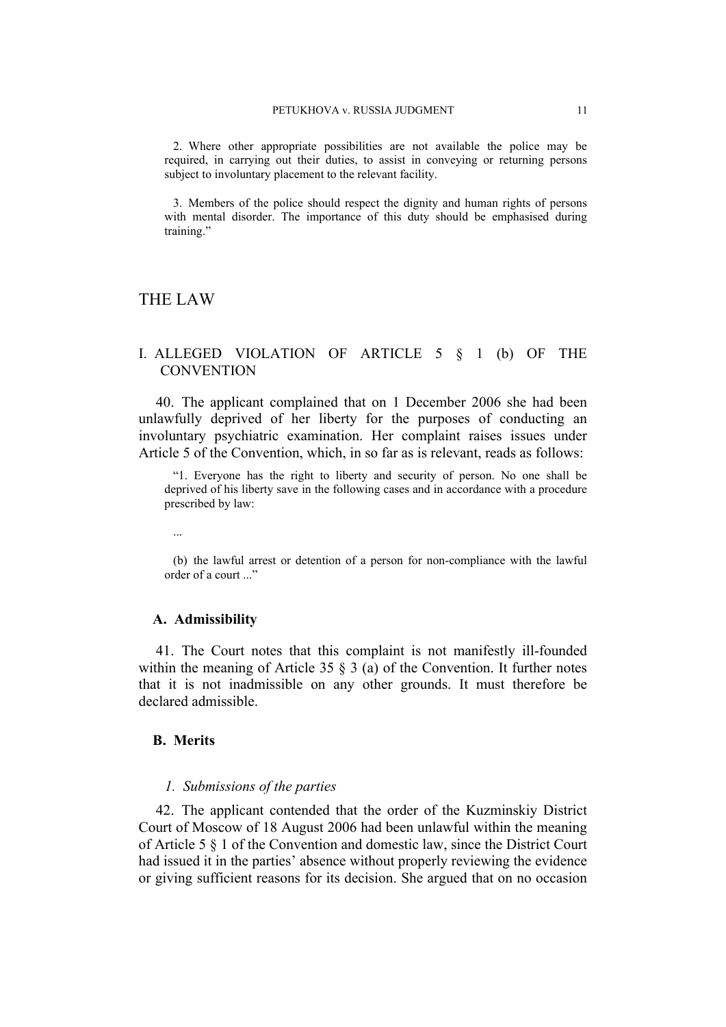2. Where other appropriate possibilities are not available the police may be required, in carrying out their duties, to assist in conveying or returning persons subject to involuntary placement to the relevant facility.

3. Members of the police should respect the dignity and human rights of persons with mental disorder. The importance of this duty should be emphasised during training."

# THE LAW

## I. ALLEGED VIOLATION OF ARTICLE 5 § 1 (b) OF THE CONVENTION

40. The applicant complained that on 1 December 2006 she had been unlawfully deprived of her liberty for the purposes of conducting an involuntary psychiatric examination. Her complaint raises issues under Article 5 of the Convention, which, in so far as is relevant, reads as follows:

> "1. Everyone has the right to liberty and security of person. No one shall be deprived of his liberty save in the following cases and in accordance with a procedure prescribed by law:
>
> ...
>
> (b) the lawful arrest or detention of a person for non-compliance with the lawful order of a court ..."

### A. Admissibility

41. The Court notes that this complaint is not manifestly ill-founded within the meaning of Article 35 § 3 (a) of the Convention. It further notes that it is not inadmissible on any other grounds. It must therefore be declared admissible.

### B. Merits

#### *1. Submissions of the parties*

42. The applicant contended that the order of the Kuzminskiy District Court of Moscow of 18 August 2006 had been unlawful within the meaning of Article 5 § 1 of the Convention and domestic law, since the District Court had issued it in the parties' absence without properly reviewing the evidence or giving sufficient reasons for its decision. She argued that on no occasion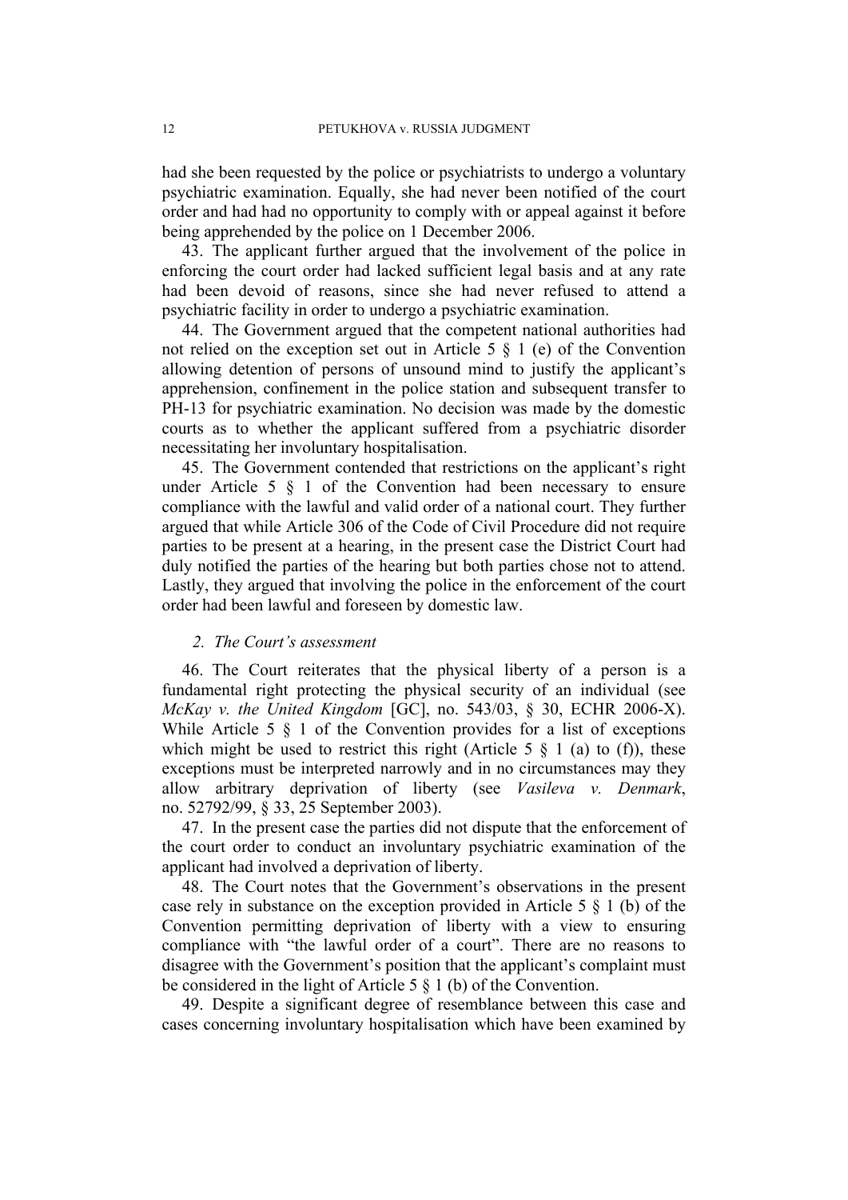had she been requested by the police or psychiatrists to undergo a voluntary psychiatric examination. Equally, she had never been notified of the court order and had had no opportunity to comply with or appeal against it before being apprehended by the police on 1 December 2006.

43. The applicant further argued that the involvement of the police in enforcing the court order had lacked sufficient legal basis and at any rate had been devoid of reasons, since she had never refused to attend a psychiatric facility in order to undergo a psychiatric examination.

44. The Government argued that the competent national authorities had not relied on the exception set out in Article 5 § 1 (e) of the Convention allowing detention of persons of unsound mind to justify the applicant's apprehension, confinement in the police station and subsequent transfer to PH-13 for psychiatric examination. No decision was made by the domestic courts as to whether the applicant suffered from a psychiatric disorder necessitating her involuntary hospitalisation.

45. The Government contended that restrictions on the applicant's right under Article 5 § 1 of the Convention had been necessary to ensure compliance with the lawful and valid order of a national court. They further argued that while Article 306 of the Code of Civil Procedure did not require parties to be present at a hearing, in the present case the District Court had duly notified the parties of the hearing but both parties chose not to attend. Lastly, they argued that involving the police in the enforcement of the court order had been lawful and foreseen by domestic law.

### *2. The Court's assessment*

46. The Court reiterates that the physical liberty of a person is a fundamental right protecting the physical security of an individual (see *McKay v. the United Kingdom* [GC], no. 543/03, § 30, ECHR 2006-X). While Article 5 § 1 of the Convention provides for a list of exceptions which might be used to restrict this right (Article 5 § 1 (a) to (f)), these exceptions must be interpreted narrowly and in no circumstances may they allow arbitrary deprivation of liberty (see *Vasileva v. Denmark*, no. 52792/99, § 33, 25 September 2003).

47. In the present case the parties did not dispute that the enforcement of the court order to conduct an involuntary psychiatric examination of the applicant had involved a deprivation of liberty.

48. The Court notes that the Government's observations in the present case rely in substance on the exception provided in Article 5 § 1 (b) of the Convention permitting deprivation of liberty with a view to ensuring compliance with "the lawful order of a court". There are no reasons to disagree with the Government's position that the applicant's complaint must be considered in the light of Article 5 § 1 (b) of the Convention.

49. Despite a significant degree of resemblance between this case and cases concerning involuntary hospitalisation which have been examined by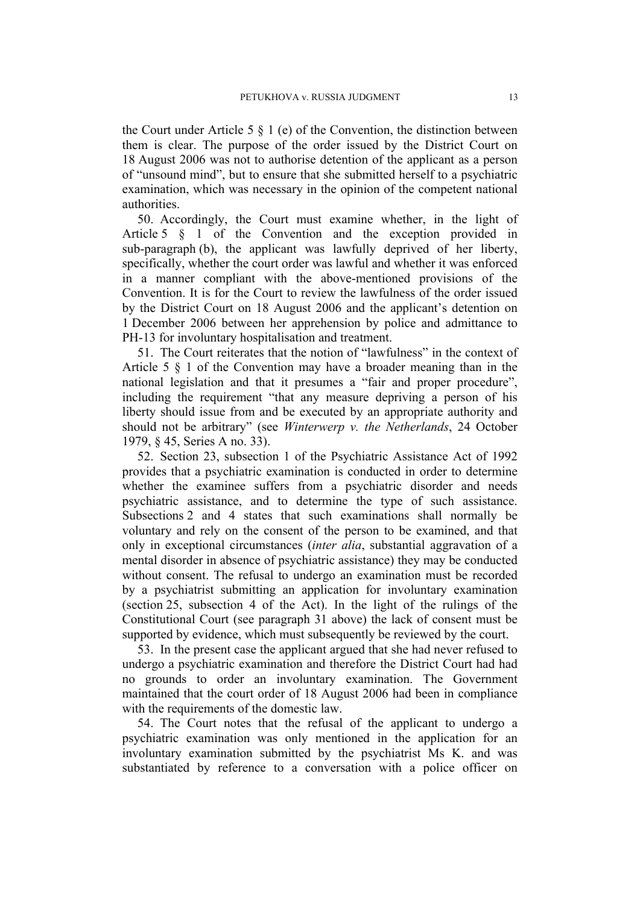the Court under Article 5 § 1 (e) of the Convention, the distinction between them is clear. The purpose of the order issued by the District Court on 18 August 2006 was not to authorise detention of the applicant as a person of "unsound mind", but to ensure that she submitted herself to a psychiatric examination, which was necessary in the opinion of the competent national authorities.

50. Accordingly, the Court must examine whether, in the light of Article 5 § 1 of the Convention and the exception provided in sub-paragraph (b), the applicant was lawfully deprived of her liberty, specifically, whether the court order was lawful and whether it was enforced in a manner compliant with the above-mentioned provisions of the Convention. It is for the Court to review the lawfulness of the order issued by the District Court on 18 August 2006 and the applicant's detention on 1 December 2006 between her apprehension by police and admittance to PH-13 for involuntary hospitalisation and treatment.

51. The Court reiterates that the notion of "lawfulness" in the context of Article 5 § 1 of the Convention may have a broader meaning than in the national legislation and that it presumes a "fair and proper procedure", including the requirement "that any measure depriving a person of his liberty should issue from and be executed by an appropriate authority and should not be arbitrary" (see *Winterwerp v. the Netherlands*, 24 October 1979, § 45, Series A no. 33).

52. Section 23, subsection 1 of the Psychiatric Assistance Act of 1992 provides that a psychiatric examination is conducted in order to determine whether the examinee suffers from a psychiatric disorder and needs psychiatric assistance, and to determine the type of such assistance. Subsections 2 and 4 states that such examinations shall normally be voluntary and rely on the consent of the person to be examined, and that only in exceptional circumstances (*inter alia*, substantial aggravation of a mental disorder in absence of psychiatric assistance) they may be conducted without consent. The refusal to undergo an examination must be recorded by a psychiatrist submitting an application for involuntary examination (section 25, subsection 4 of the Act). In the light of the rulings of the Constitutional Court (see paragraph 31 above) the lack of consent must be supported by evidence, which must subsequently be reviewed by the court.

53. In the present case the applicant argued that she had never refused to undergo a psychiatric examination and therefore the District Court had had no grounds to order an involuntary examination. The Government maintained that the court order of 18 August 2006 had been in compliance with the requirements of the domestic law.

54. The Court notes that the refusal of the applicant to undergo a psychiatric examination was only mentioned in the application for an involuntary examination submitted by the psychiatrist Ms K. and was substantiated by reference to a conversation with a police officer on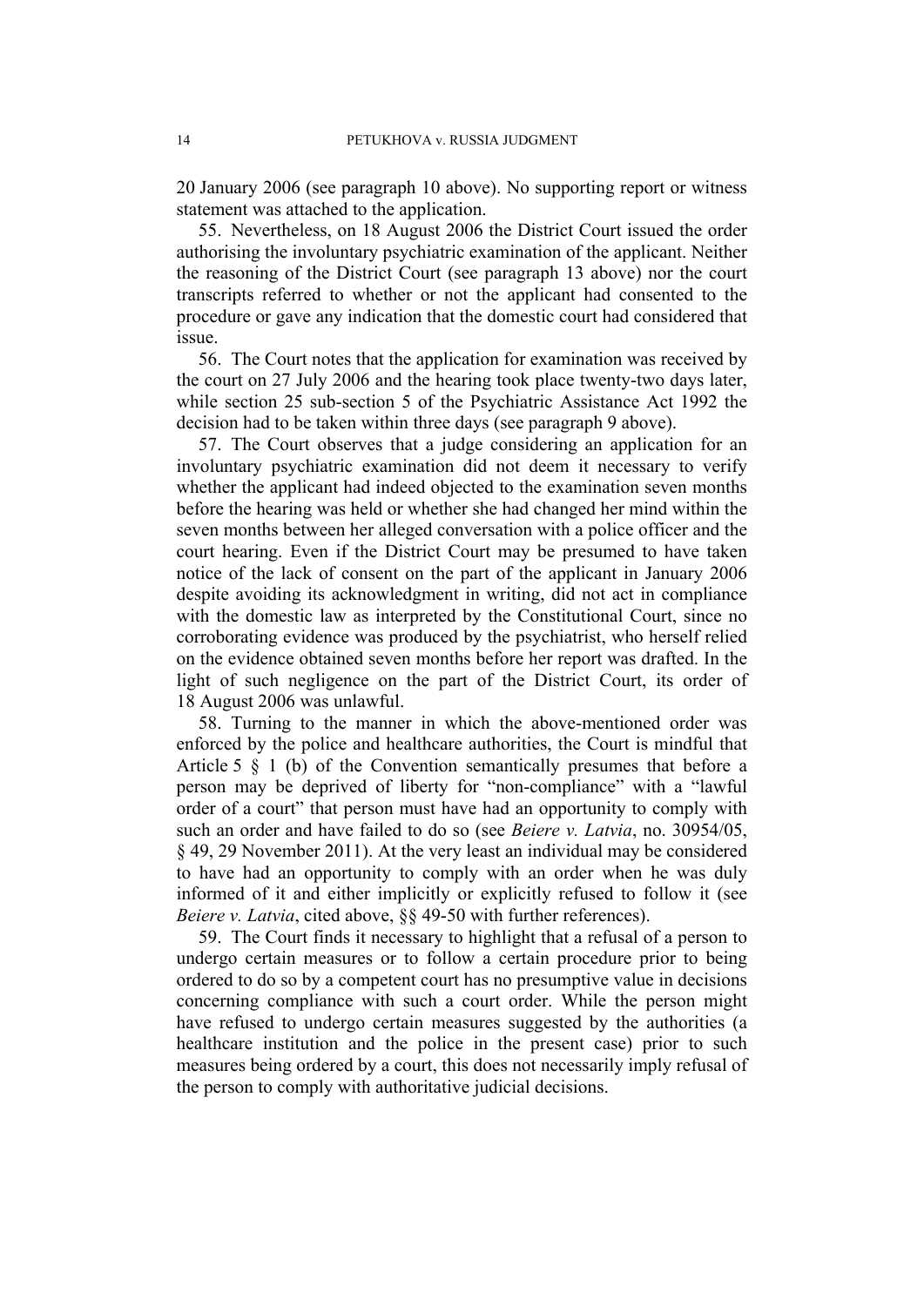20 January 2006 (see paragraph 10 above). No supporting report or witness statement was attached to the application.

55. Nevertheless, on 18 August 2006 the District Court issued the order authorising the involuntary psychiatric examination of the applicant. Neither the reasoning of the District Court (see paragraph 13 above) nor the court transcripts referred to whether or not the applicant had consented to the procedure or gave any indication that the domestic court had considered that issue.

56. The Court notes that the application for examination was received by the court on 27 July 2006 and the hearing took place twenty-two days later, while section 25 sub-section 5 of the Psychiatric Assistance Act 1992 the decision had to be taken within three days (see paragraph 9 above).

57. The Court observes that a judge considering an application for an involuntary psychiatric examination did not deem it necessary to verify whether the applicant had indeed objected to the examination seven months before the hearing was held or whether she had changed her mind within the seven months between her alleged conversation with a police officer and the court hearing. Even if the District Court may be presumed to have taken notice of the lack of consent on the part of the applicant in January 2006 despite avoiding its acknowledgment in writing, did not act in compliance with the domestic law as interpreted by the Constitutional Court, since no corroborating evidence was produced by the psychiatrist, who herself relied on the evidence obtained seven months before her report was drafted. In the light of such negligence on the part of the District Court, its order of 18 August 2006 was unlawful.

58. Turning to the manner in which the above-mentioned order was enforced by the police and healthcare authorities, the Court is mindful that Article 5 § 1 (b) of the Convention semantically presumes that before a person may be deprived of liberty for "non-compliance" with a "lawful order of a court" that person must have had an opportunity to comply with such an order and have failed to do so (see *Beiere v. Latvia*, no. 30954/05, § 49, 29 November 2011). At the very least an individual may be considered to have had an opportunity to comply with an order when he was duly informed of it and either implicitly or explicitly refused to follow it (see *Beiere v. Latvia*, cited above, §§ 49-50 with further references).

59. The Court finds it necessary to highlight that a refusal of a person to undergo certain measures or to follow a certain procedure prior to being ordered to do so by a competent court has no presumptive value in decisions concerning compliance with such a court order. While the person might have refused to undergo certain measures suggested by the authorities (a healthcare institution and the police in the present case) prior to such measures being ordered by a court, this does not necessarily imply refusal of the person to comply with authoritative judicial decisions.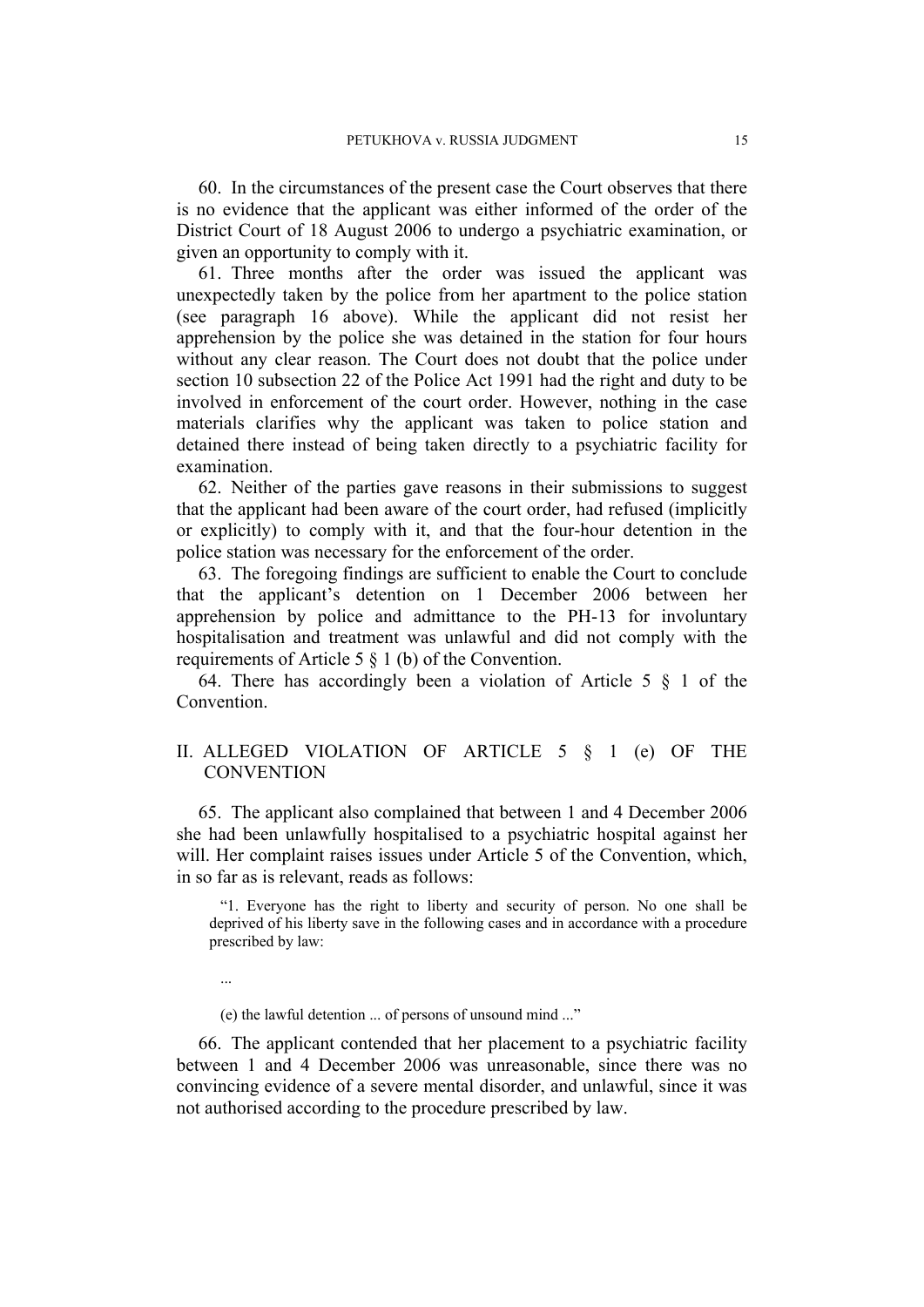60. In the circumstances of the present case the Court observes that there is no evidence that the applicant was either informed of the order of the District Court of 18 August 2006 to undergo a psychiatric examination, or given an opportunity to comply with it.

61. Three months after the order was issued the applicant was unexpectedly taken by the police from her apartment to the police station (see paragraph 16 above). While the applicant did not resist her apprehension by the police she was detained in the station for four hours without any clear reason. The Court does not doubt that the police under section 10 subsection 22 of the Police Act 1991 had the right and duty to be involved in enforcement of the court order. However, nothing in the case materials clarifies why the applicant was taken to police station and detained there instead of being taken directly to a psychiatric facility for examination.

62. Neither of the parties gave reasons in their submissions to suggest that the applicant had been aware of the court order, had refused (implicitly or explicitly) to comply with it, and that the four-hour detention in the police station was necessary for the enforcement of the order.

63. The foregoing findings are sufficient to enable the Court to conclude that the applicant's detention on 1 December 2006 between her apprehension by police and admittance to the PH-13 for involuntary hospitalisation and treatment was unlawful and did not comply with the requirements of Article 5 § 1 (b) of the Convention.

64. There has accordingly been a violation of Article 5 § 1 of the Convention.

## II. ALLEGED VIOLATION OF ARTICLE 5 § 1 (e) OF THE CONVENTION

65. The applicant also complained that between 1 and 4 December 2006 she had been unlawfully hospitalised to a psychiatric hospital against her will. Her complaint raises issues under Article 5 of the Convention, which, in so far as is relevant, reads as follows:

> "1. Everyone has the right to liberty and security of person. No one shall be deprived of his liberty save in the following cases and in accordance with a procedure prescribed by law:
>
> ...
>
> (e) the lawful detention ... of persons of unsound mind ..."

66. The applicant contended that her placement to a psychiatric facility between 1 and 4 December 2006 was unreasonable, since there was no convincing evidence of a severe mental disorder, and unlawful, since it was not authorised according to the procedure prescribed by law.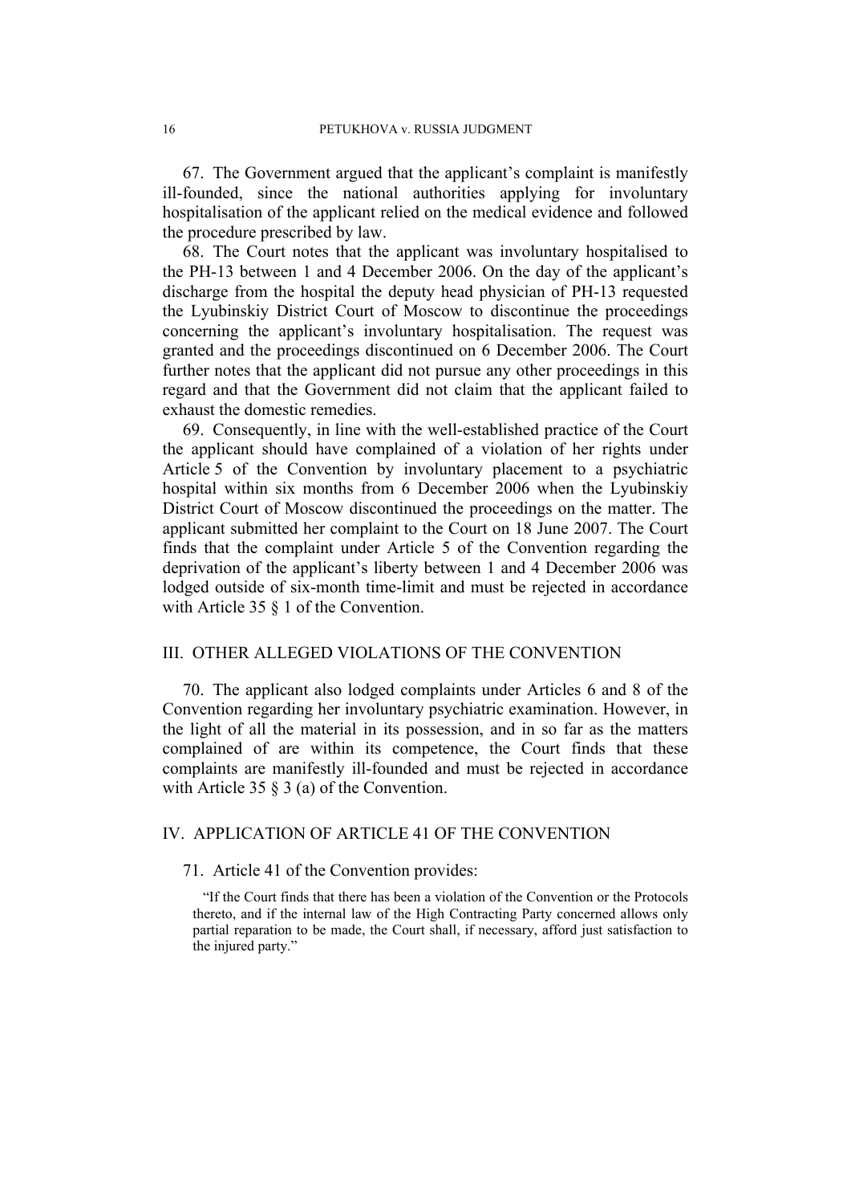67. The Government argued that the applicant's complaint is manifestly ill-founded, since the national authorities applying for involuntary hospitalisation of the applicant relied on the medical evidence and followed the procedure prescribed by law.

68. The Court notes that the applicant was involuntary hospitalised to the PH-13 between 1 and 4 December 2006. On the day of the applicant's discharge from the hospital the deputy head physician of PH-13 requested the Lyubinskiy District Court of Moscow to discontinue the proceedings concerning the applicant's involuntary hospitalisation. The request was granted and the proceedings discontinued on 6 December 2006. The Court further notes that the applicant did not pursue any other proceedings in this regard and that the Government did not claim that the applicant failed to exhaust the domestic remedies.

69. Consequently, in line with the well-established practice of the Court the applicant should have complained of a violation of her rights under Article 5 of the Convention by involuntary placement to a psychiatric hospital within six months from 6 December 2006 when the Lyubinskiy District Court of Moscow discontinued the proceedings on the matter. The applicant submitted her complaint to the Court on 18 June 2007. The Court finds that the complaint under Article 5 of the Convention regarding the deprivation of the applicant's liberty between 1 and 4 December 2006 was lodged outside of six-month time-limit and must be rejected in accordance with Article 35 § 1 of the Convention.

## III. OTHER ALLEGED VIOLATIONS OF THE CONVENTION

70. The applicant also lodged complaints under Articles 6 and 8 of the Convention regarding her involuntary psychiatric examination. However, in the light of all the material in its possession, and in so far as the matters complained of are within its competence, the Court finds that these complaints are manifestly ill-founded and must be rejected in accordance with Article 35 § 3 (a) of the Convention.

## IV. APPLICATION OF ARTICLE 41 OF THE CONVENTION

71. Article 41 of the Convention provides:

> "If the Court finds that there has been a violation of the Convention or the Protocols thereto, and if the internal law of the High Contracting Party concerned allows only partial reparation to be made, the Court shall, if necessary, afford just satisfaction to the injured party."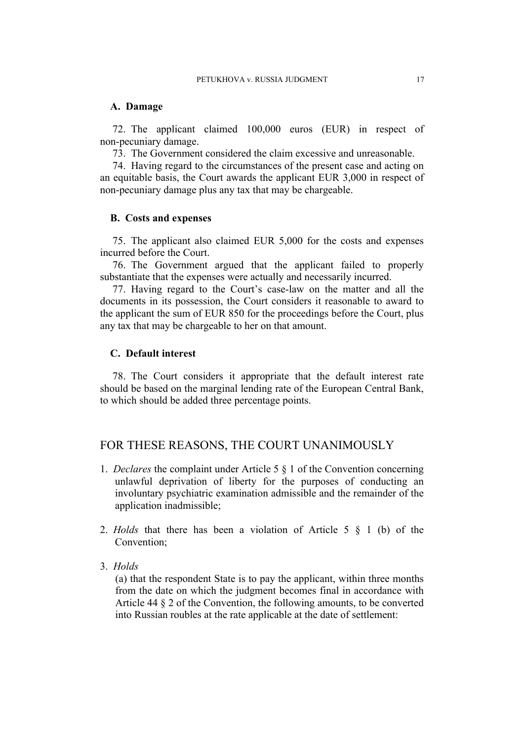### A. Damage

72. The applicant claimed 100,000 euros (EUR) in respect of non-pecuniary damage.

73. The Government considered the claim excessive and unreasonable.

74. Having regard to the circumstances of the present case and acting on an equitable basis, the Court awards the applicant EUR 3,000 in respect of non-pecuniary damage plus any tax that may be chargeable.

### B. Costs and expenses

75. The applicant also claimed EUR 5,000 for the costs and expenses incurred before the Court.

76. The Government argued that the applicant failed to properly substantiate that the expenses were actually and necessarily incurred.

77. Having regard to the Court's case-law on the matter and all the documents in its possession, the Court considers it reasonable to award to the applicant the sum of EUR 850 for the proceedings before the Court, plus any tax that may be chargeable to her on that amount.

### C. Default interest

78. The Court considers it appropriate that the default interest rate should be based on the marginal lending rate of the European Central Bank, to which should be added three percentage points.

## FOR THESE REASONS, THE COURT UNANIMOUSLY

1. *Declares* the complaint under Article 5 § 1 of the Convention concerning unlawful deprivation of liberty for the purposes of conducting an involuntary psychiatric examination admissible and the remainder of the application inadmissible;

2. *Holds* that there has been a violation of Article 5 § 1 (b) of the Convention;

3. *Holds*

   (a) that the respondent State is to pay the applicant, within three months from the date on which the judgment becomes final in accordance with Article 44 § 2 of the Convention, the following amounts, to be converted into Russian roubles at the rate applicable at the date of settlement: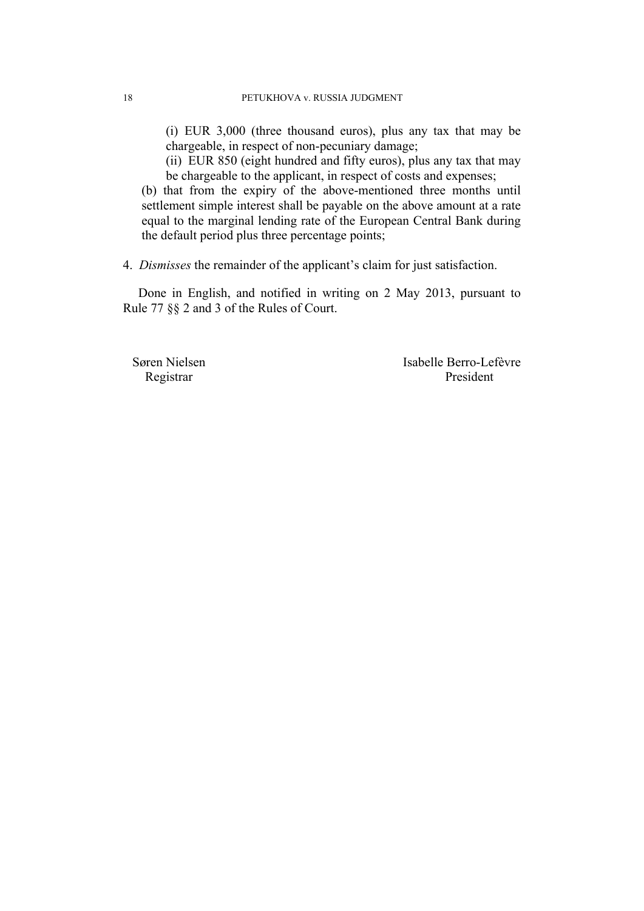(i) EUR 3,000 (three thousand euros), plus any tax that may be chargeable, in respect of non-pecuniary damage;

(ii) EUR 850 (eight hundred and fifty euros), plus any tax that may be chargeable to the applicant, in respect of costs and expenses;

(b) that from the expiry of the above-mentioned three months until settlement simple interest shall be payable on the above amount at a rate equal to the marginal lending rate of the European Central Bank during the default period plus three percentage points;

4. *Dismisses* the remainder of the applicant's claim for just satisfaction.

Done in English, and notified in writing on 2 May 2013, pursuant to Rule 77 §§ 2 and 3 of the Rules of Court.

Søren Nielsen
Registrar

Isabelle Berro-Lefèvre
President